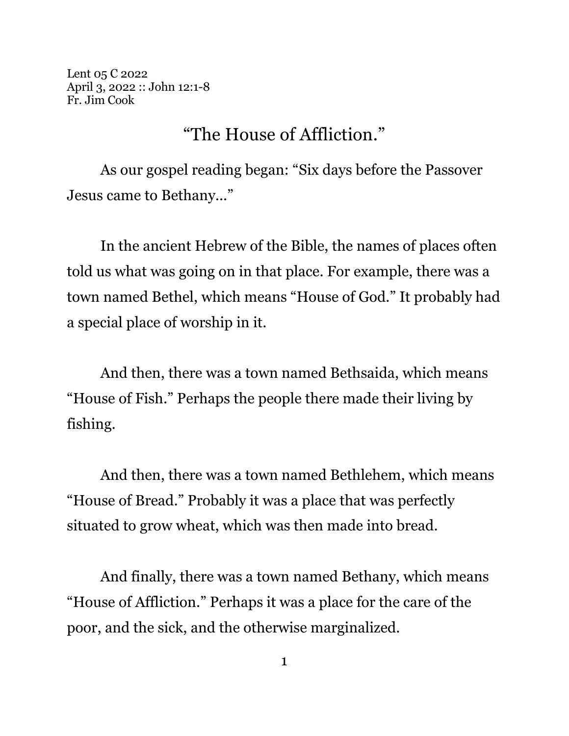Lent 05 C 2022
April 3, 2022 :: John 12:1-8
Fr. Jim Cook

# "The House of Affliction."

As our gospel reading began: "Six days before the Passover Jesus came to Bethany..."

In the ancient Hebrew of the Bible, the names of places often told us what was going on in that place. For example, there was a town named Bethel, which means "House of God." It probably had a special place of worship in it.

And then, there was a town named Bethsaida, which means "House of Fish." Perhaps the people there made their living by fishing.

And then, there was a town named Bethlehem, which means "House of Bread." Probably it was a place that was perfectly situated to grow wheat, which was then made into bread.

And finally, there was a town named Bethany, which means "House of Affliction." Perhaps it was a place for the care of the poor, and the sick, and the otherwise marginalized.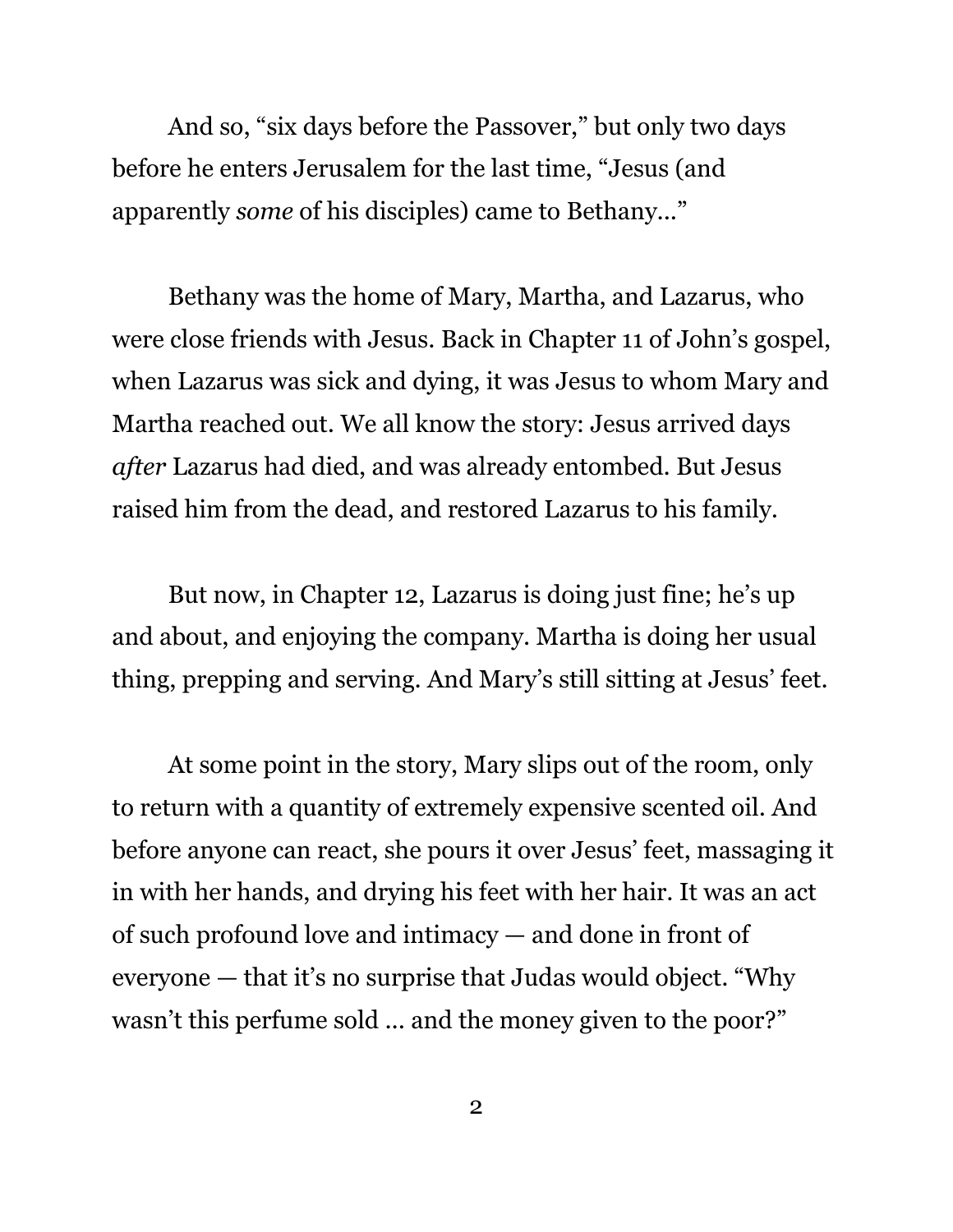And so, "six days before the Passover," but only two days before he enters Jerusalem for the last time, "Jesus (and apparently *some* of his disciples) came to Bethany…"

Bethany was the home of Mary, Martha, and Lazarus, who were close friends with Jesus. Back in Chapter 11 of John's gospel, when Lazarus was sick and dying, it was Jesus to whom Mary and Martha reached out. We all know the story: Jesus arrived days *after* Lazarus had died, and was already entombed. But Jesus raised him from the dead, and restored Lazarus to his family.

But now, in Chapter 12, Lazarus is doing just fine; he's up and about, and enjoying the company. Martha is doing her usual thing, prepping and serving. And Mary's still sitting at Jesus' feet.

At some point in the story, Mary slips out of the room, only to return with a quantity of extremely expensive scented oil. And before anyone can react, she pours it over Jesus' feet, massaging it in with her hands, and drying his feet with her hair. It was an act of such profound love and intimacy — and done in front of everyone — that it's no surprise that Judas would object. "Why wasn't this perfume sold … and the money given to the poor?"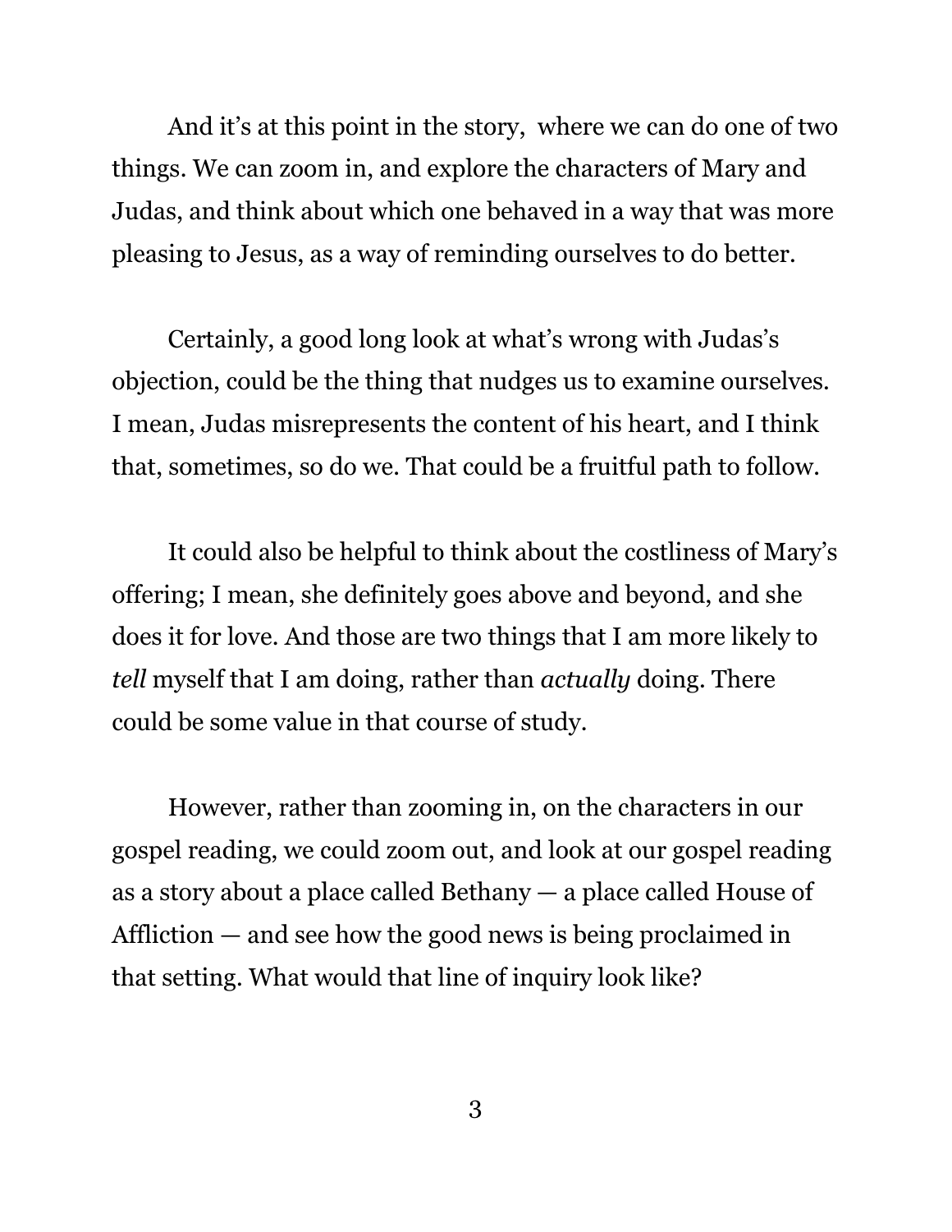And it's at this point in the story,  where we can do one of two things. We can zoom in, and explore the characters of Mary and Judas, and think about which one behaved in a way that was more pleasing to Jesus, as a way of reminding ourselves to do better.

Certainly, a good long look at what's wrong with Judas's objection, could be the thing that nudges us to examine ourselves. I mean, Judas misrepresents the content of his heart, and I think that, sometimes, so do we. That could be a fruitful path to follow.

It could also be helpful to think about the costliness of Mary's offering; I mean, she definitely goes above and beyond, and she does it for love. And those are two things that I am more likely to *tell* myself that I am doing, rather than *actually* doing. There could be some value in that course of study.

However, rather than zooming in, on the characters in our gospel reading, we could zoom out, and look at our gospel reading as a story about a place called Bethany — a place called House of Affliction — and see how the good news is being proclaimed in that setting. What would that line of inquiry look like?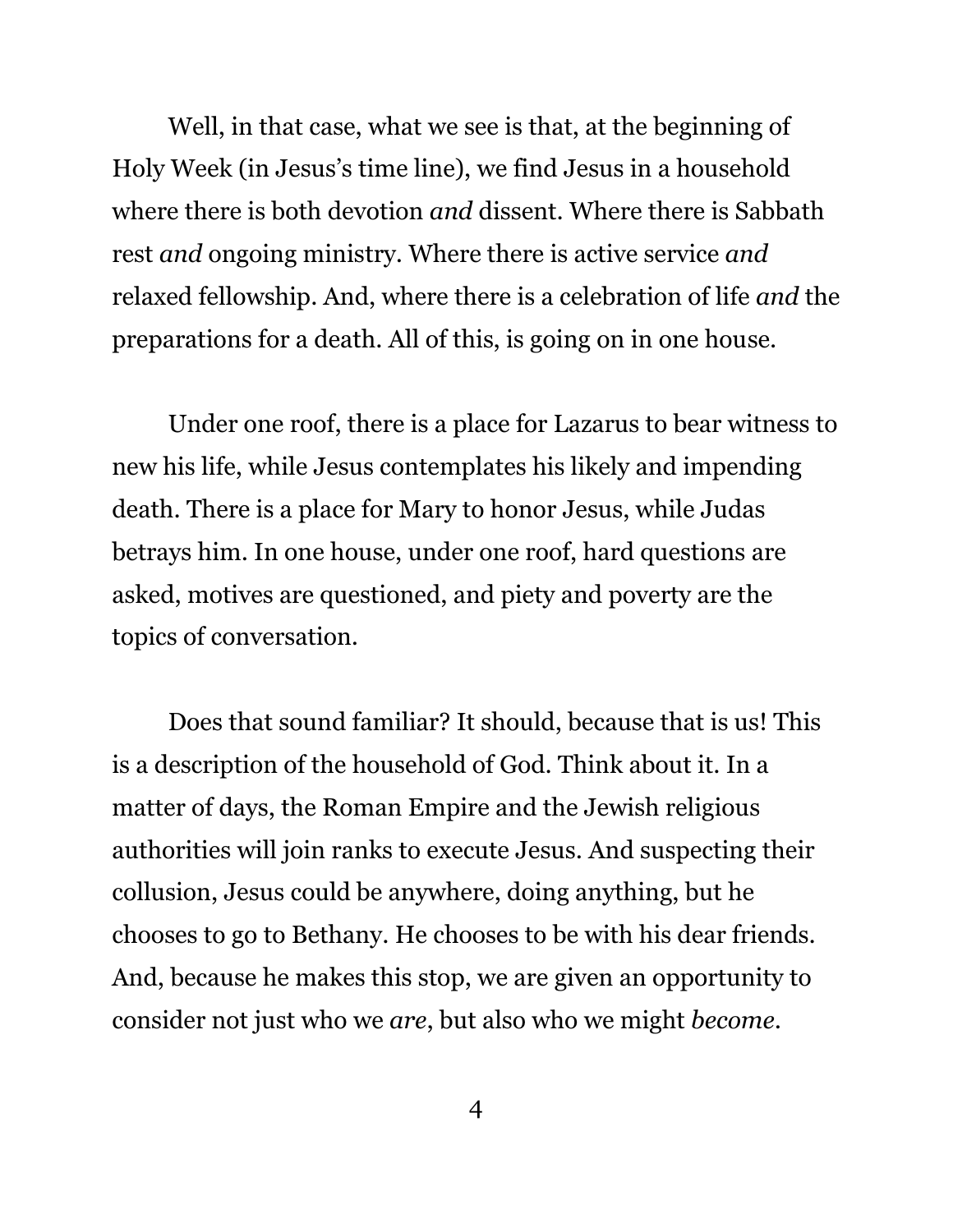Well, in that case, what we see is that, at the beginning of Holy Week (in Jesus's time line), we find Jesus in a household where there is both devotion *and* dissent. Where there is Sabbath rest *and* ongoing ministry. Where there is active service *and* relaxed fellowship. And, where there is a celebration of life *and* the preparations for a death. All of this, is going on in one house.

Under one roof, there is a place for Lazarus to bear witness to new his life, while Jesus contemplates his likely and impending death. There is a place for Mary to honor Jesus, while Judas betrays him. In one house, under one roof, hard questions are asked, motives are questioned, and piety and poverty are the topics of conversation.

Does that sound familiar? It should, because that is us! This is a description of the household of God. Think about it. In a matter of days, the Roman Empire and the Jewish religious authorities will join ranks to execute Jesus. And suspecting their collusion, Jesus could be anywhere, doing anything, but he chooses to go to Bethany. He chooses to be with his dear friends. And, because he makes this stop, we are given an opportunity to consider not just who we *are*, but also who we might *become*.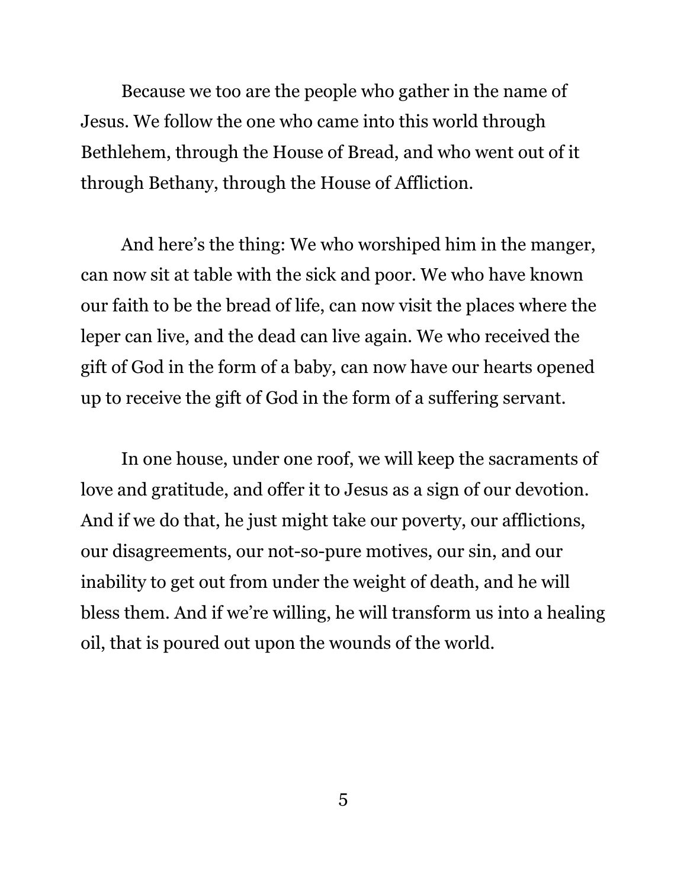Because we too are the people who gather in the name of Jesus. We follow the one who came into this world through Bethlehem, through the House of Bread, and who went out of it through Bethany, through the House of Affliction.

And here's the thing: We who worshiped him in the manger, can now sit at table with the sick and poor. We who have known our faith to be the bread of life, can now visit the places where the leper can live, and the dead can live again. We who received the gift of God in the form of a baby, can now have our hearts opened up to receive the gift of God in the form of a suffering servant.

In one house, under one roof, we will keep the sacraments of love and gratitude, and offer it to Jesus as a sign of our devotion. And if we do that, he just might take our poverty, our afflictions, our disagreements, our not-so-pure motives, our sin, and our inability to get out from under the weight of death, and he will bless them. And if we're willing, he will transform us into a healing oil, that is poured out upon the wounds of the world.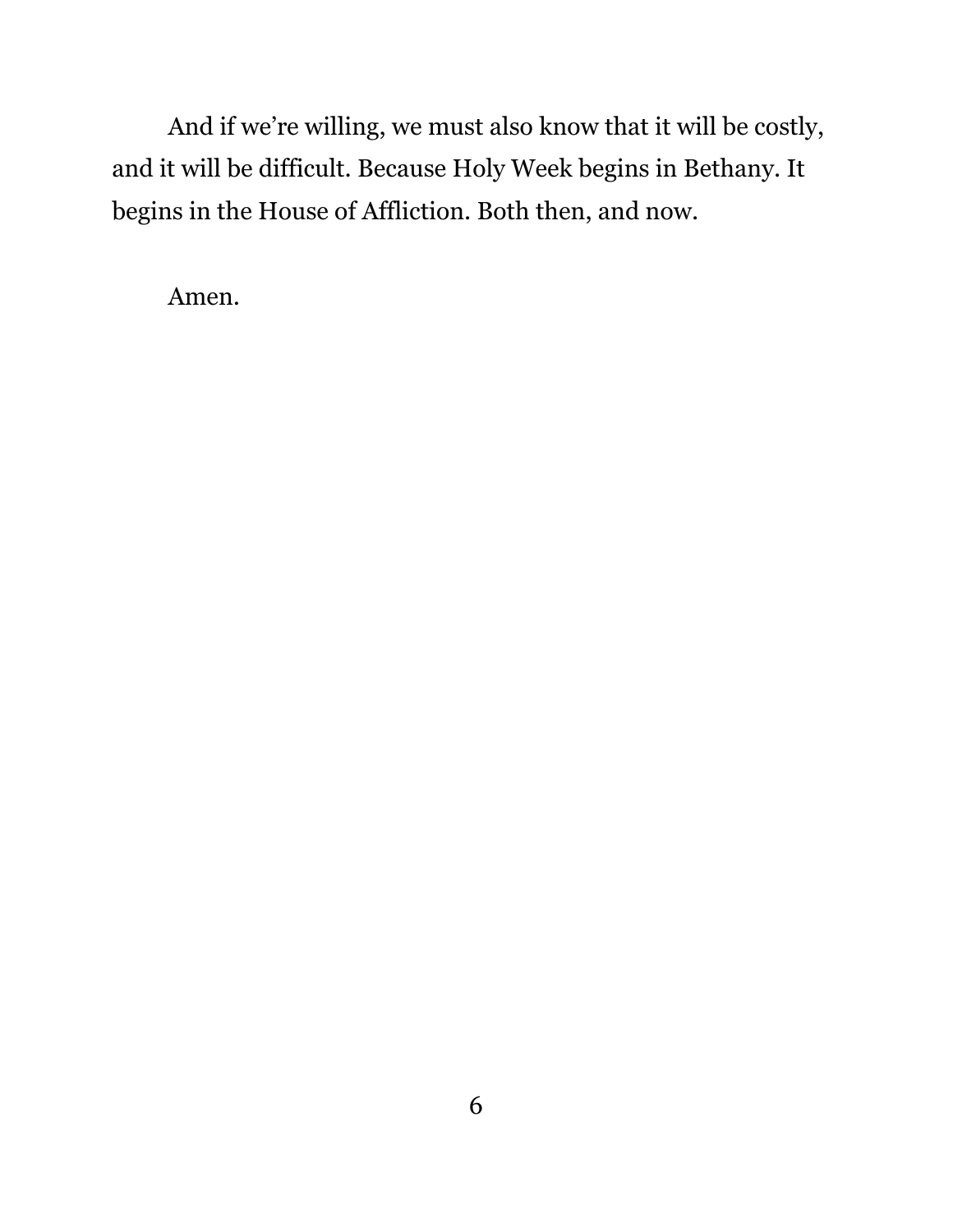And if we're willing, we must also know that it will be costly, and it will be difficult. Because Holy Week begins in Bethany. It begins in the House of Affliction. Both then, and now.

Amen.